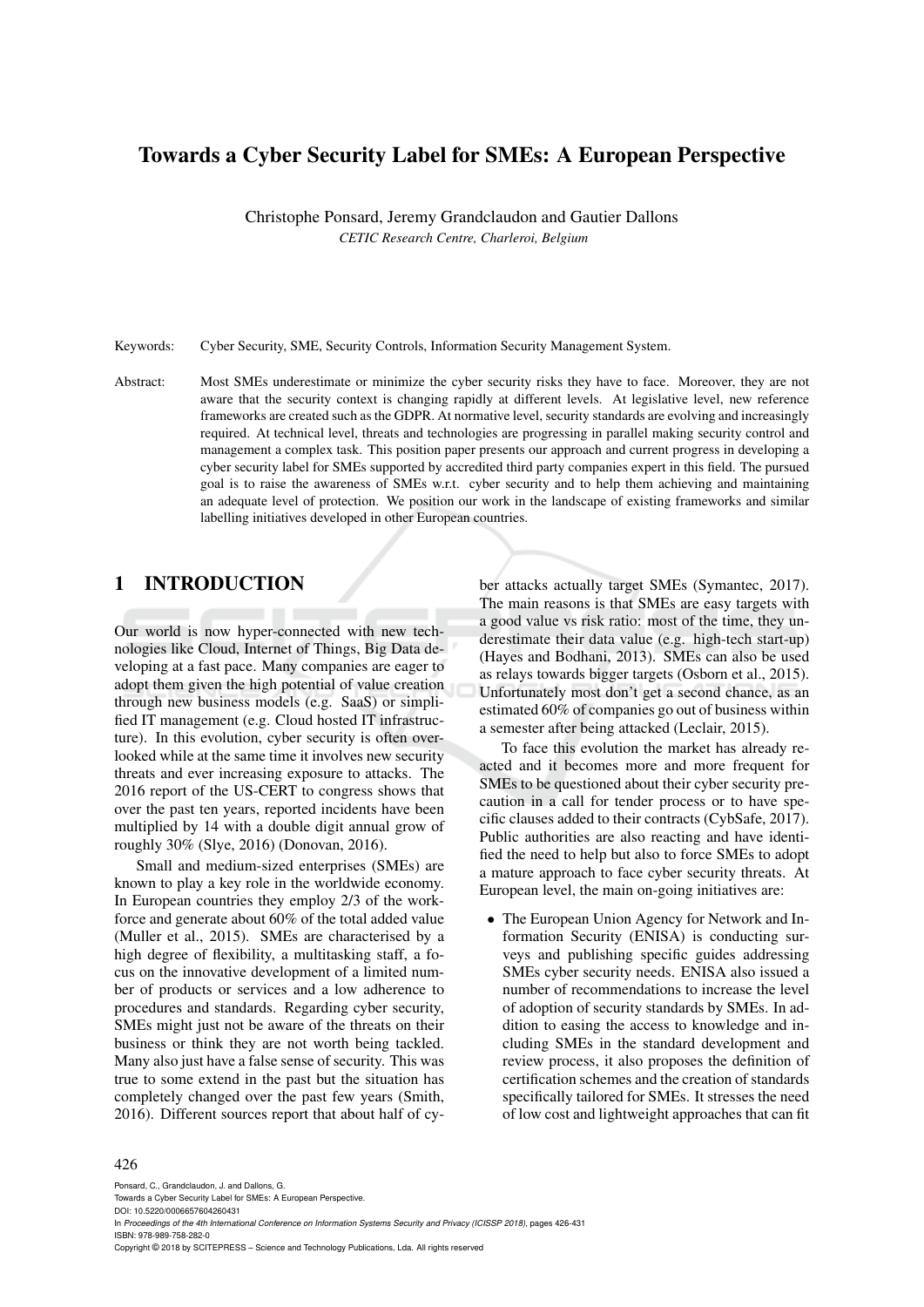# Towards a Cyber Security Label for SMEs: A European Perspective

Christophe Ponsard, Jeremy Grandclaudon and Gautier Dallons

*CETIC Research Centre, Charleroi, Belgium*

Keywords: Cyber Security, SME, Security Controls, Information Security Management System.

Abstract: Most SMEs underestimate or minimize the cyber security risks they have to face. Moreover, they are not aware that the security context is changing rapidly at different levels. At legislative level, new reference frameworks are created such as the GDPR. At normative level, security standards are evolving and increasingly required. At technical level, threats and technologies are progressing in parallel making security control and management a complex task. This position paper presents our approach and current progress in developing a cyber security label for SMEs supported by accredited third party companies expert in this field. The pursued goal is to raise the awareness of SMEs w.r.t. cyber security and to help them achieving and maintaining an adequate level of protection. We position our work in the landscape of existing frameworks and similar labelling initiatives developed in other European countries.

## 1 INTRODUCTION

Our world is now hyper-connected with new technologies like Cloud, Internet of Things, Big Data developing at a fast pace. Many companies are eager to adopt them given the high potential of value creation through new business models (e.g. SaaS) or simplified IT management (e.g. Cloud hosted IT infrastructure). In this evolution, cyber security is often overlooked while at the same time it involves new security threats and ever increasing exposure to attacks. The 2016 report of the US-CERT to congress shows that over the past ten years, reported incidents have been multiplied by 14 with a double digit annual grow of roughly 30% (Slye, 2016) (Donovan, 2016).

Small and medium-sized enterprises (SMEs) are known to play a key role in the worldwide economy. In European countries they employ 2/3 of the workforce and generate about 60% of the total added value (Muller et al., 2015). SMEs are characterised by a high degree of flexibility, a multitasking staff, a focus on the innovative development of a limited number of products or services and a low adherence to procedures and standards. Regarding cyber security, SMEs might just not be aware of the threats on their business or think they are not worth being tackled. Many also just have a false sense of security. This was true to some extend in the past but the situation has completely changed over the past few years (Smith, 2016). Different sources report that about half of cyber attacks actually target SMEs (Symantec, 2017). The main reasons is that SMEs are easy targets with a good value vs risk ratio: most of the time, they underestimate their data value (e.g. high-tech start-up) (Hayes and Bodhani, 2013). SMEs can also be used as relays towards bigger targets (Osborn et al., 2015). Unfortunately most don't get a second chance, as an estimated 60% of companies go out of business within a semester after being attacked (Leclair, 2015).

To face this evolution the market has already reacted and it becomes more and more frequent for SMEs to be questioned about their cyber security precaution in a call for tender process or to have specific clauses added to their contracts (CybSafe, 2017). Public authorities are also reacting and have identified the need to help but also to force SMEs to adopt a mature approach to face cyber security threats. At European level, the main on-going initiatives are:

- The European Union Agency for Network and Information Security (ENISA) is conducting surveys and publishing specific guides addressing SMEs cyber security needs. ENISA also issued a number of recommendations to increase the level of adoption of security standards by SMEs. In addition to easing the access to knowledge and including SMEs in the standard development and review process, it also proposes the definition of certification schemes and the creation of standards specifically tailored for SMEs. It stresses the need of low cost and lightweight approaches that can fit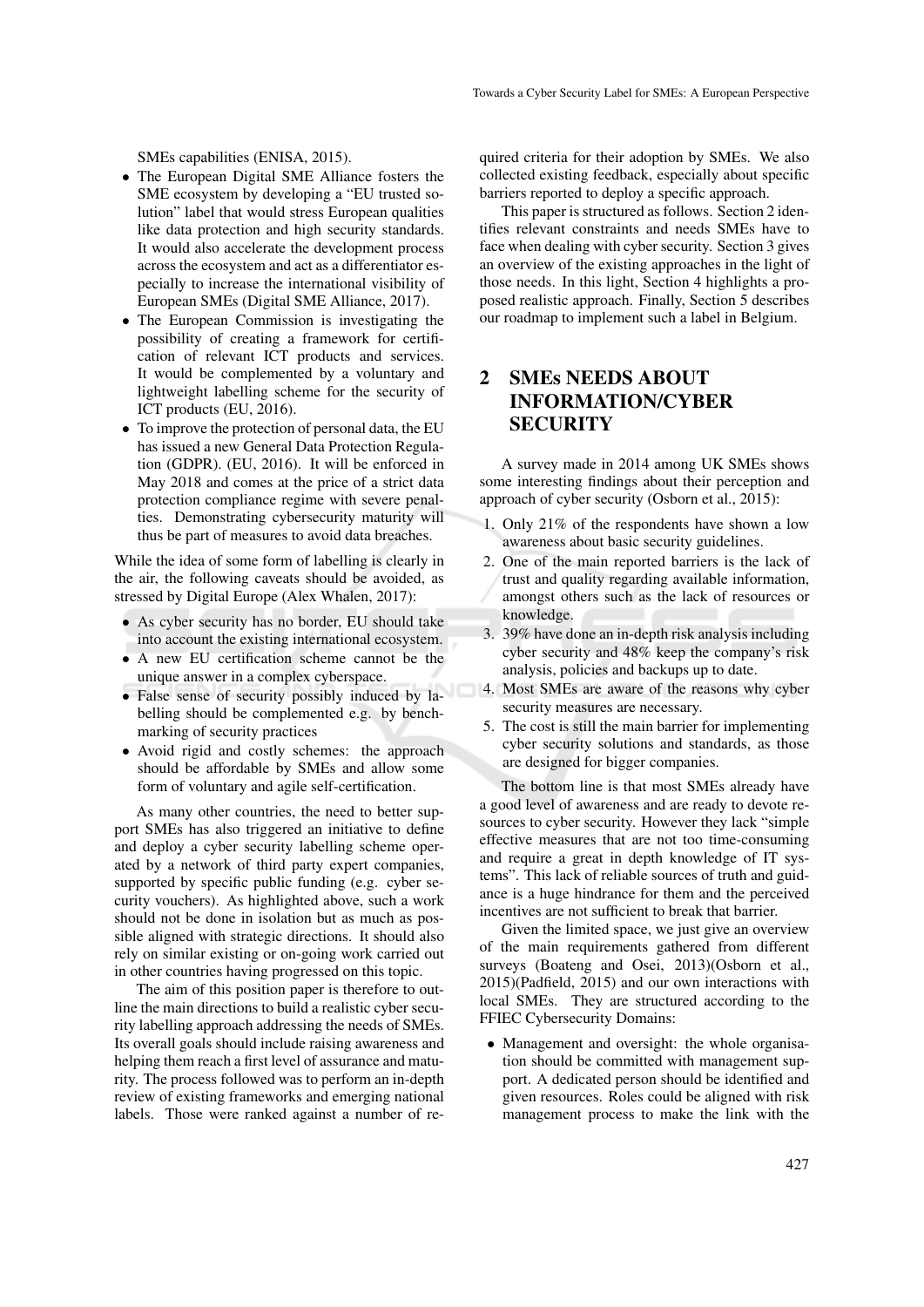SMEs capabilities (ENISA, 2015).

- The European Digital SME Alliance fosters the SME ecosystem by developing a "EU trusted solution" label that would stress European qualities like data protection and high security standards. It would also accelerate the development process across the ecosystem and act as a differentiator especially to increase the international visibility of European SMEs (Digital SME Alliance, 2017).
- The European Commission is investigating the possibility of creating a framework for certification of relevant ICT products and services. It would be complemented by a voluntary and lightweight labelling scheme for the security of ICT products (EU, 2016).
- To improve the protection of personal data, the EU has issued a new General Data Protection Regulation (GDPR). (EU, 2016). It will be enforced in May 2018 and comes at the price of a strict data protection compliance regime with severe penalties. Demonstrating cybersecurity maturity will thus be part of measures to avoid data breaches.

While the idea of some form of labelling is clearly in the air, the following caveats should be avoided, as stressed by Digital Europe (Alex Whalen, 2017):

- As cyber security has no border, EU should take into account the existing international ecosystem.
- A new EU certification scheme cannot be the unique answer in a complex cyberspace.
- False sense of security possibly induced by labelling should be complemented e.g. by benchmarking of security practices
- Avoid rigid and costly schemes: the approach should be affordable by SMEs and allow some form of voluntary and agile self-certification.

As many other countries, the need to better support SMEs has also triggered an initiative to define and deploy a cyber security labelling scheme operated by a network of third party expert companies, supported by specific public funding (e.g. cyber security vouchers). As highlighted above, such a work should not be done in isolation but as much as possible aligned with strategic directions. It should also rely on similar existing or on-going work carried out in other countries having progressed on this topic.

The aim of this position paper is therefore to outline the main directions to build a realistic cyber security labelling approach addressing the needs of SMEs. Its overall goals should include raising awareness and helping them reach a first level of assurance and maturity. The process followed was to perform an in-depth review of existing frameworks and emerging national labels. Those were ranked against a number of required criteria for their adoption by SMEs. We also collected existing feedback, especially about specific barriers reported to deploy a specific approach.

This paper is structured as follows. Section 2 identifies relevant constraints and needs SMEs have to face when dealing with cyber security. Section 3 gives an overview of the existing approaches in the light of those needs. In this light, Section 4 highlights a proposed realistic approach. Finally, Section 5 describes our roadmap to implement such a label in Belgium.

## 2 SMEs NEEDS ABOUT INFORMATION/CYBER SECURITY

A survey made in 2014 among UK SMEs shows some interesting findings about their perception and approach of cyber security (Osborn et al., 2015):

1. Only 21% of the respondents have shown a low awareness about basic security guidelines.
2. One of the main reported barriers is the lack of trust and quality regarding available information, amongst others such as the lack of resources or knowledge.
3. 39% have done an in-depth risk analysis including cyber security and 48% keep the company's risk analysis, policies and backups up to date.
4. Most SMEs are aware of the reasons why cyber security measures are necessary.
5. The cost is still the main barrier for implementing cyber security solutions and standards, as those are designed for bigger companies.

The bottom line is that most SMEs already have a good level of awareness and are ready to devote resources to cyber security. However they lack "simple effective measures that are not too time-consuming and require a great in depth knowledge of IT systems". This lack of reliable sources of truth and guidance is a huge hindrance for them and the perceived incentives are not sufficient to break that barrier.

Given the limited space, we just give an overview of the main requirements gathered from different surveys (Boateng and Osei, 2013)(Osborn et al., 2015)(Padfield, 2015) and our own interactions with local SMEs. They are structured according to the FFIEC Cybersecurity Domains:

- Management and oversight: the whole organisation should be committed with management support. A dedicated person should be identified and given resources. Roles could be aligned with risk management process to make the link with the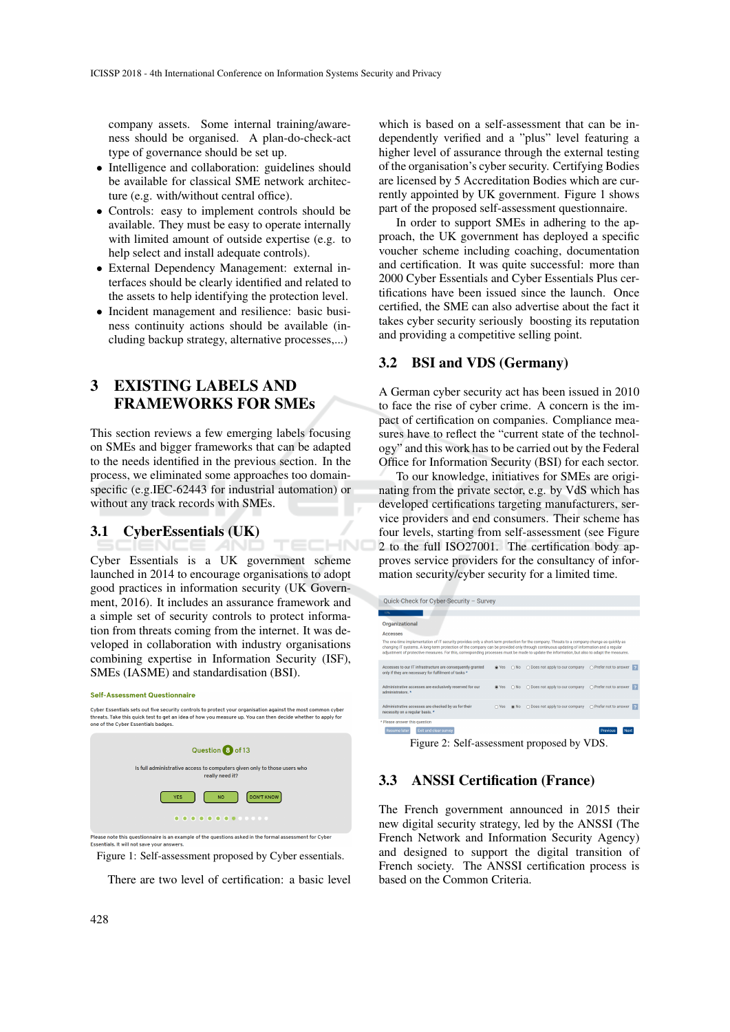company assets. Some internal training/awareness should be organised. A plan-do-check-act type of governance should be set up.

- Intelligence and collaboration: guidelines should be available for classical SME network architecture (e.g. with/without central office).
- Controls: easy to implement controls should be available. They must be easy to operate internally with limited amount of outside expertise (e.g. to help select and install adequate controls).
- External Dependency Management: external interfaces should be clearly identified and related to the assets to help identifying the protection level.
- Incident management and resilience: basic business continuity actions should be available (including backup strategy, alternative processes,...)

# 3 EXISTING LABELS AND FRAMEWORKS FOR SMEs

This section reviews a few emerging labels focusing on SMEs and bigger frameworks that can be adapted to the needs identified in the previous section. In the process, we eliminated some approaches too domain-specific (e.g.IEC-62443 for industrial automation) or without any track records with SMEs.

## 3.1 CyberEssentials (UK)

Cyber Essentials is a UK government scheme launched in 2014 to encourage organisations to adopt good practices in information security (UK Government, 2016). It includes an assurance framework and a simple set of security controls to protect information from threats coming from the internet. It was developed in collaboration with industry organisations combining expertise in Information Security (ISF), SMEs (IASME) and standardisation (BSI).

Figure 1: Self-assessment proposed by Cyber essentials.

There are two level of certification: a basic level which is based on a self-assessment that can be independently verified and a "plus" level featuring a higher level of assurance through the external testing of the organisation's cyber security. Certifying Bodies are licensed by 5 Accreditation Bodies which are currently appointed by UK government. Figure 1 shows part of the proposed self-assessment questionnaire.

In order to support SMEs in adhering to the approach, the UK government has deployed a specific voucher scheme including coaching, documentation and certification. It was quite successful: more than 2000 Cyber Essentials and Cyber Essentials Plus certifications have been issued since the launch. Once certified, the SME can also advertise about the fact it takes cyber security seriously boosting its reputation and providing a competitive selling point.

## 3.2 BSI and VDS (Germany)

A German cyber security act has been issued in 2010 to face the rise of cyber crime. A concern is the impact of certification on companies. Compliance measures have to reflect the "current state of the technology" and this work has to be carried out by the Federal Office for Information Security (BSI) for each sector.

To our knowledge, initiatives for SMEs are originating from the private sector, e.g. by VdS which has developed certifications targeting manufacturers, service providers and end consumers. Their scheme has four levels, starting from self-assessment (see Figure 2 to the full ISO27001. The certification body approves service providers for the consultancy of information security/cyber security for a limited time.

Figure 2: Self-assessment proposed by VDS.

## 3.3 ANSSI Certification (France)

The French government announced in 2015 their new digital security strategy, led by the ANSSI (The French Network and Information Security Agency) and designed to support the digital transition of French society. The ANSSI certification process is based on the Common Criteria.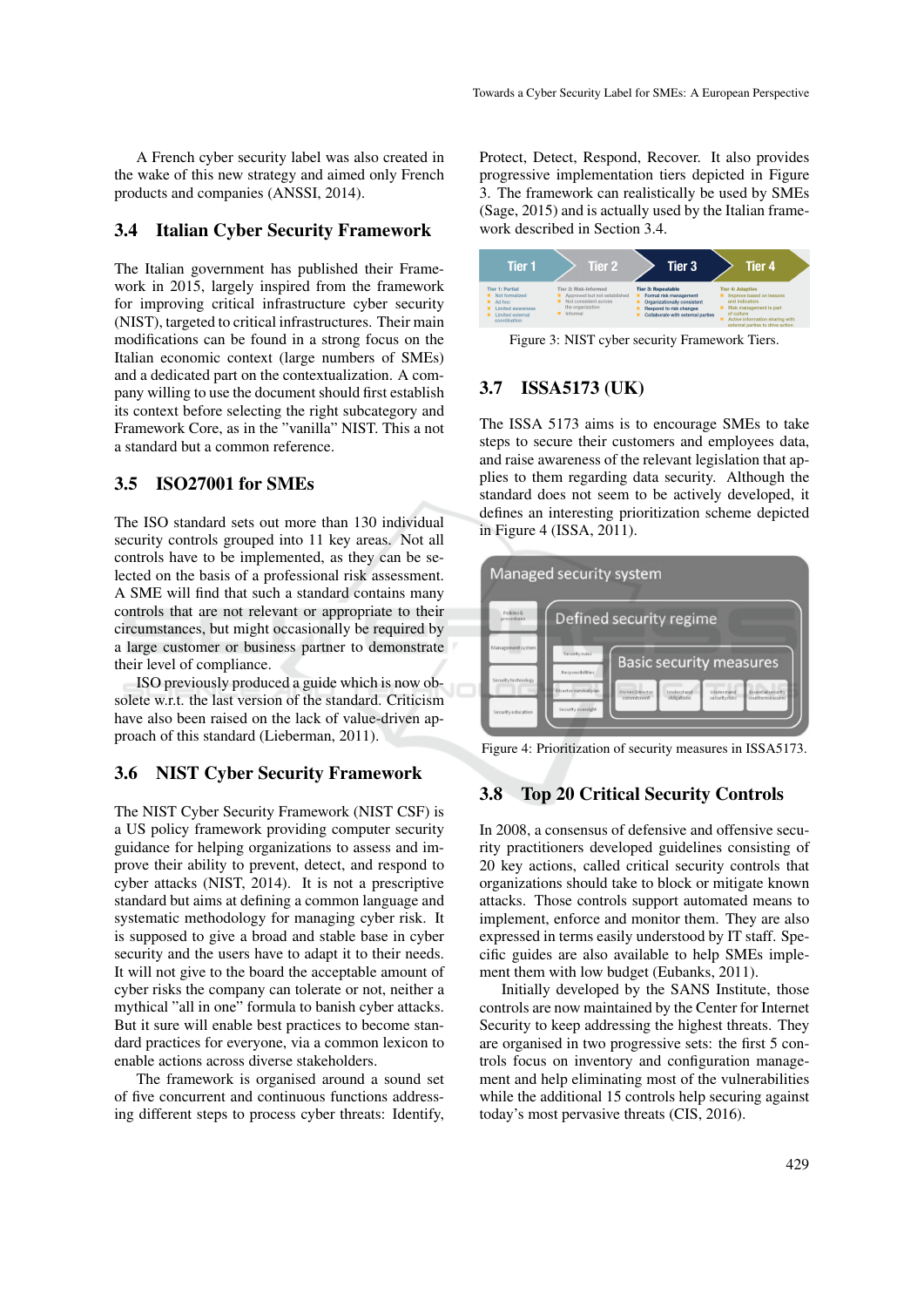A French cyber security label was also created in the wake of this new strategy and aimed only French products and companies (ANSSI, 2014).

### 3.4 Italian Cyber Security Framework

The Italian government has published their Framework in 2015, largely inspired from the framework for improving critical infrastructure cyber security (NIST), targeted to critical infrastructures. Their main modifications can be found in a strong focus on the Italian economic context (large numbers of SMEs) and a dedicated part on the contextualization. A company willing to use the document should first establish its context before selecting the right subcategory and Framework Core, as in the "vanilla" NIST. This a not a standard but a common reference.

### 3.5 ISO27001 for SMEs

The ISO standard sets out more than 130 individual security controls grouped into 11 key areas. Not all controls have to be implemented, as they can be selected on the basis of a professional risk assessment. A SME will find that such a standard contains many controls that are not relevant or appropriate to their circumstances, but might occasionally be required by a large customer or business partner to demonstrate their level of compliance.

ISO previously produced a guide which is now obsolete w.r.t. the last version of the standard. Criticism have also been raised on the lack of value-driven approach of this standard (Lieberman, 2011).

### 3.6 NIST Cyber Security Framework

The NIST Cyber Security Framework (NIST CSF) is a US policy framework providing computer security guidance for helping organizations to assess and improve their ability to prevent, detect, and respond to cyber attacks (NIST, 2014). It is not a prescriptive standard but aims at defining a common language and systematic methodology for managing cyber risk. It is supposed to give a broad and stable base in cyber security and the users have to adapt it to their needs. It will not give to the board the acceptable amount of cyber risks the company can tolerate or not, neither a mythical "all in one" formula to banish cyber attacks. But it sure will enable best practices to become standard practices for everyone, via a common lexicon to enable actions across diverse stakeholders.

The framework is organised around a sound set of five concurrent and continuous functions addressing different steps to process cyber threats: Identify, Protect, Detect, Respond, Recover. It also provides progressive implementation tiers depicted in Figure 3. The framework can realistically be used by SMEs (Sage, 2015) and is actually used by the Italian framework described in Section 3.4.

Figure 3: NIST cyber security Framework Tiers.

### 3.7 ISSA5173 (UK)

The ISSA 5173 aims is to encourage SMEs to take steps to secure their customers and employees data, and raise awareness of the relevant legislation that applies to them regarding data security. Although the standard does not seem to be actively developed, it defines an interesting prioritization scheme depicted in Figure 4 (ISSA, 2011).

Figure 4: Prioritization of security measures in ISSA5173.

### 3.8 Top 20 Critical Security Controls

In 2008, a consensus of defensive and offensive security practitioners developed guidelines consisting of 20 key actions, called critical security controls that organizations should take to block or mitigate known attacks. Those controls support automated means to implement, enforce and monitor them. They are also expressed in terms easily understood by IT staff. Specific guides are also available to help SMEs implement them with low budget (Eubanks, 2011).

Initially developed by the SANS Institute, those controls are now maintained by the Center for Internet Security to keep addressing the highest threats. They are organised in two progressive sets: the first 5 controls focus on inventory and configuration management and help eliminating most of the vulnerabilities while the additional 15 controls help securing against today's most pervasive threats (CIS, 2016).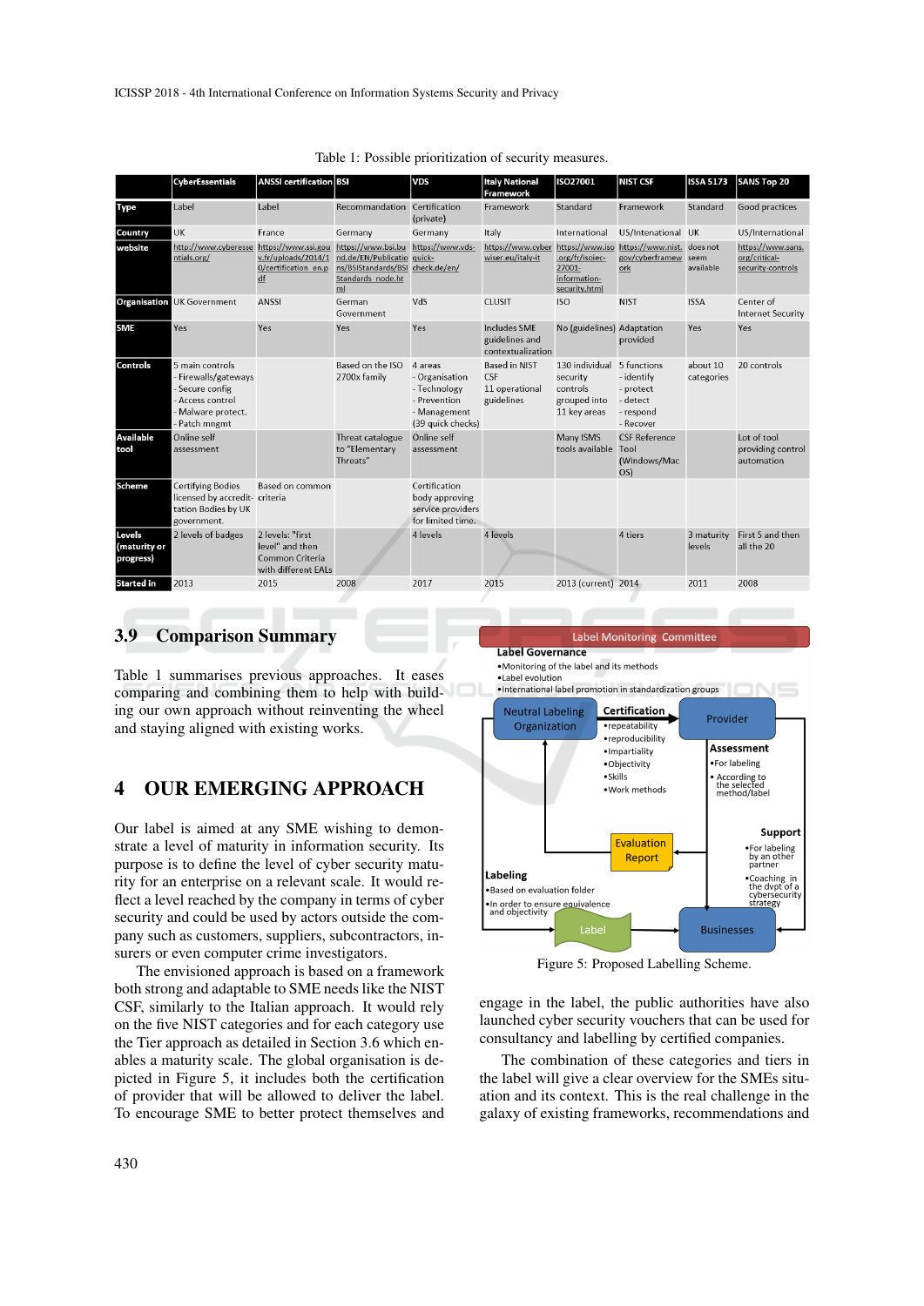Table 1: Possible prioritization of security measures.

| | CyberEssentials | ANSSI certification | BSI | VDS | Italy National Framework | ISO27001 | NIST CSF | ISSA 5173 | SANS Top 20 |
|---|---|---|---|---|---|---|---|---|---|
| **Type** | Label | Label | Recommandation | Certification (private) | Framework | Standard | Framework | Standard | Good practices |
| **Country** | UK | France | Germany | Germany | Italy | International | US/Intenational | UK | US/International |
| **website** | http://www.cyberessentials.org/ | https://www.ssi.gouv.fr/uploads/2014/10/certification_en.pdf | https://www.bsi.bund.de/EN/Publications/BSIStandards/BSIStandards_node.html | https://www.vds-quick-check.de/en/ | https://www.cyberwiser.eu/italy-it | https://www.iso.org/fr/isoiec-27001-information-security.html | https://www.nist.gov/cyberframework | does not seem available | https://www.sans.org/critical-security-controls |
| **Organisation** | UK Government | ANSSI | German Government | VdS | CLUSIT | ISO | NIST | ISSA | Center of Internet Security |
| **SME** | Yes | Yes | Yes | Yes | Includes SME guidelines and contextualization | No (guidelines) | Adaptation provided | Yes | Yes |
| **Controls** | 5 main controls - Firewalls/gateways - Secure config - Access control - Malware protect. - Patch mngmt | | Based on the ISO 2700x family | 4 areas - Organisation - Technology - Prevention - Management (39 quick checks) | Based in NIST CSF 11 operational guidelines | 130 individual security controls grouped into 11 key areas | 5 functions - identify - protect - detect - respond - Recover | about 10 categories | 20 controls |
| **Available tool** | Online self assessment | | Threat catalogue to "Elementary Threats" | Online self assessment | | Many ISMS tools available | CSF Reference Tool (Windows/Mac OS) | | Lot of tool providing control automation |
| **Scheme** | Certifying Bodies licensed by accredit-tation Bodies by UK government. | Based on common criteria | | Certification body approving service providers for limited time. | | | | | |
| **Levels (maturity or progress)** | 2 levels of badges | 2 levels: "first level" and then Common Criteria with different EALs | | 4 levels | 4 levels | | 4 tiers | 3 maturity levels | First 5 and then all the 20 |
| **Started in** | 2013 | 2015 | 2008 | 2017 | 2015 | 2013 (current) | 2014 | 2011 | 2008 |

## 3.9 Comparison Summary

Table 1 summarises previous approaches. It eases comparing and combining them to help with building our own approach without reinventing the wheel and staying aligned with existing works.

# 4 OUR EMERGING APPROACH

Our label is aimed at any SME wishing to demonstrate a level of maturity in information security. Its purpose is to define the level of cyber security maturity for an enterprise on a relevant scale. It would reflect a level reached by the company in terms of cyber security and could be used by actors outside the company such as customers, suppliers, subcontractors, insurers or even computer crime investigators.

The envisioned approach is based on a framework both strong and adaptable to SME needs like the NIST CSF, similarly to the Italian approach. It would rely on the five NIST categories and for each category use the Tier approach as detailed in Section 3.6 which enables a maturity scale. The global organisation is depicted in Figure 5, it includes both the certification of provider that will be allowed to deliver the label. To encourage SME to better protect themselves and engage in the label, the public authorities have also launched cyber security vouchers that can be used for consultancy and labelling by certified companies.

Figure 5: Proposed Labelling Scheme.

The combination of these categories and tiers in the label will give a clear overview for the SMEs situation and its context. This is the real challenge in the galaxy of existing frameworks, recommendations and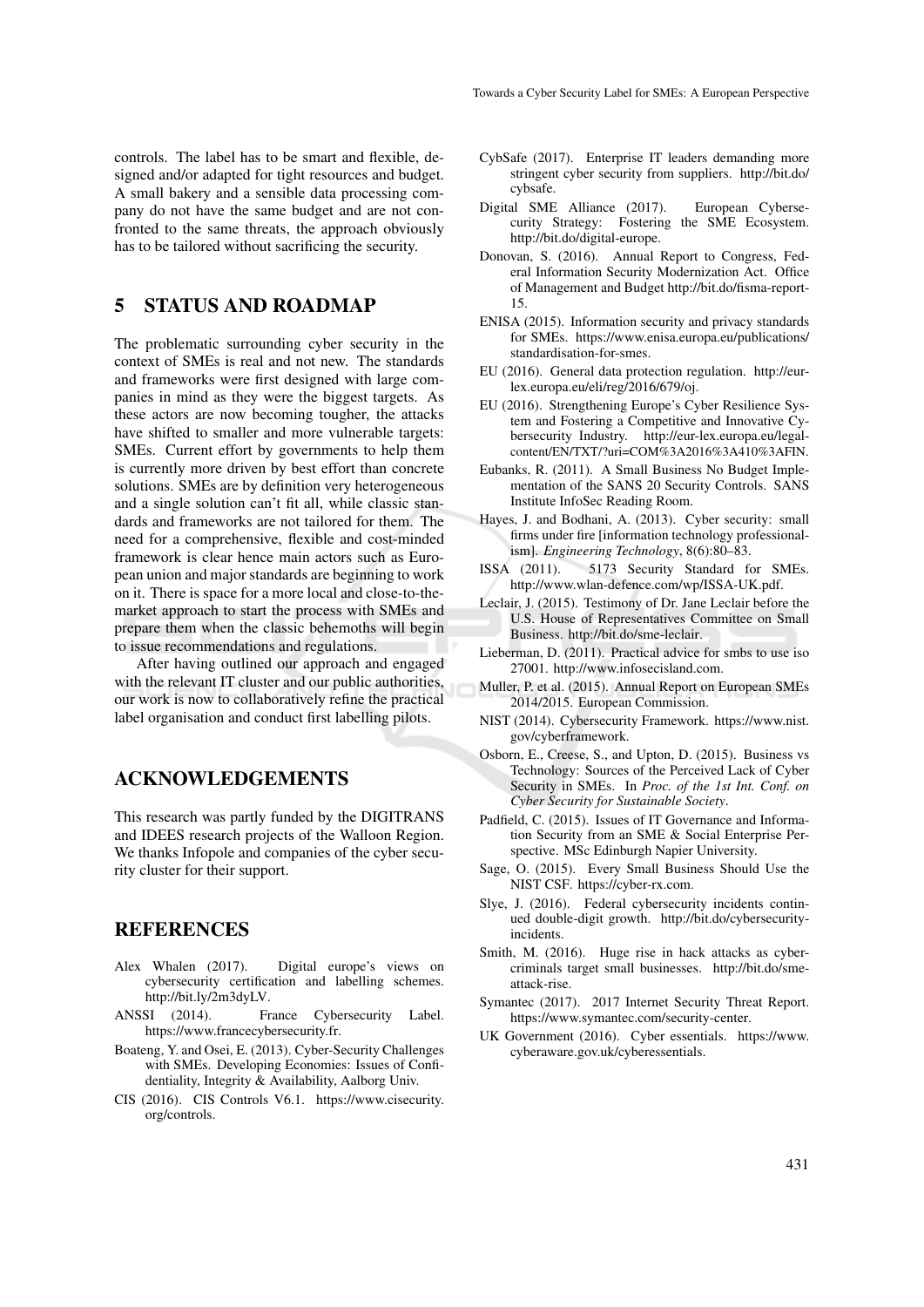controls. The label has to be smart and flexible, designed and/or adapted for tight resources and budget. A small bakery and a sensible data processing company do not have the same budget and are not confronted to the same threats, the approach obviously has to be tailored without sacrificing the security.

## 5 STATUS AND ROADMAP

The problematic surrounding cyber security in the context of SMEs is real and not new. The standards and frameworks were first designed with large companies in mind as they were the biggest targets. As these actors are now becoming tougher, the attacks have shifted to smaller and more vulnerable targets: SMEs. Current effort by governments to help them is currently more driven by best effort than concrete solutions. SMEs are by definition very heterogeneous and a single solution can't fit all, while classic standards and frameworks are not tailored for them. The need for a comprehensive, flexible and cost-minded framework is clear hence main actors such as European union and major standards are beginning to work on it. There is space for a more local and close-to-the-market approach to start the process with SMEs and prepare them when the classic behemoths will begin to issue recommendations and regulations.

After having outlined our approach and engaged with the relevant IT cluster and our public authorities, our work is now to collaboratively refine the practical label organisation and conduct first labelling pilots.

## ACKNOWLEDGEMENTS

This research was partly funded by the DIGITRANS and IDEES research projects of the Walloon Region. We thanks Infopole and companies of the cyber security cluster for their support.

## REFERENCES

Alex Whalen (2017). Digital europe's views on cybersecurity certification and labelling schemes. http://bit.ly/2m3dyLV.

ANSSI (2014). France Cybersecurity Label. https://www.francecybersecurity.fr.

Boateng, Y. and Osei, E. (2013). Cyber-Security Challenges with SMEs. Developing Economies: Issues of Confidentiality, Integrity & Availability, Aalborg Univ.

CIS (2016). CIS Controls V6.1. https://www.cisecurity.org/controls.

CybSafe (2017). Enterprise IT leaders demanding more stringent cyber security from suppliers. http://bit.do/cybsafe.

Digital SME Alliance (2017). European Cybersecurity Strategy: Fostering the SME Ecosystem. http://bit.do/digital-europe.

Donovan, S. (2016). Annual Report to Congress, Federal Information Security Modernization Act. Office of Management and Budget http://bit.do/fisma-report-15.

ENISA (2015). Information security and privacy standards for SMEs. https://www.enisa.europa.eu/publications/standardisation-for-smes.

EU (2016). General data protection regulation. http://eur-lex.europa.eu/eli/reg/2016/679/oj.

EU (2016). Strengthening Europe's Cyber Resilience System and Fostering a Competitive and Innovative Cybersecurity Industry. http://eur-lex.europa.eu/legal-content/EN/TXT/?uri=COM%3A2016%3A410%3AFIN.

Eubanks, R. (2011). A Small Business No Budget Implementation of the SANS 20 Security Controls. SANS Institute InfoSec Reading Room.

Hayes, J. and Bodhani, A. (2013). Cyber security: small firms under fire [information technology professionalism]. *Engineering Technology*, 8(6):80–83.

ISSA (2011). 5173 Security Standard for SMEs. http://www.wlan-defence.com/wp/ISSA-UK.pdf.

Leclair, J. (2015). Testimony of Dr. Jane Leclair before the U.S. House of Representatives Committee on Small Business. http://bit.do/sme-leclair.

Lieberman, D. (2011). Practical advice for smbs to use iso 27001. http://www.infosecisland.com.

Muller, P. et al. (2015). Annual Report on European SMEs 2014/2015. European Commission.

NIST (2014). Cybersecurity Framework. https://www.nist.gov/cyberframework.

Osborn, E., Creese, S., and Upton, D. (2015). Business vs Technology: Sources of the Perceived Lack of Cyber Security in SMEs. In *Proc. of the 1st Int. Conf. on Cyber Security for Sustainable Society*.

Padfield, C. (2015). Issues of IT Governance and Information Security from an SME & Social Enterprise Perspective. MSc Edinburgh Napier University.

Sage, O. (2015). Every Small Business Should Use the NIST CSF. https://cyber-rx.com.

Slye, J. (2016). Federal cybersecurity incidents continued double-digit growth. http://bit.do/cybersecurity-incidents.

Smith, M. (2016). Huge rise in hack attacks as cyber-criminals target small businesses. http://bit.do/sme-attack-rise.

Symantec (2017). 2017 Internet Security Threat Report. https://www.symantec.com/security-center.

UK Government (2016). Cyber essentials. https://www.cyberaware.gov.uk/cyberessentials.